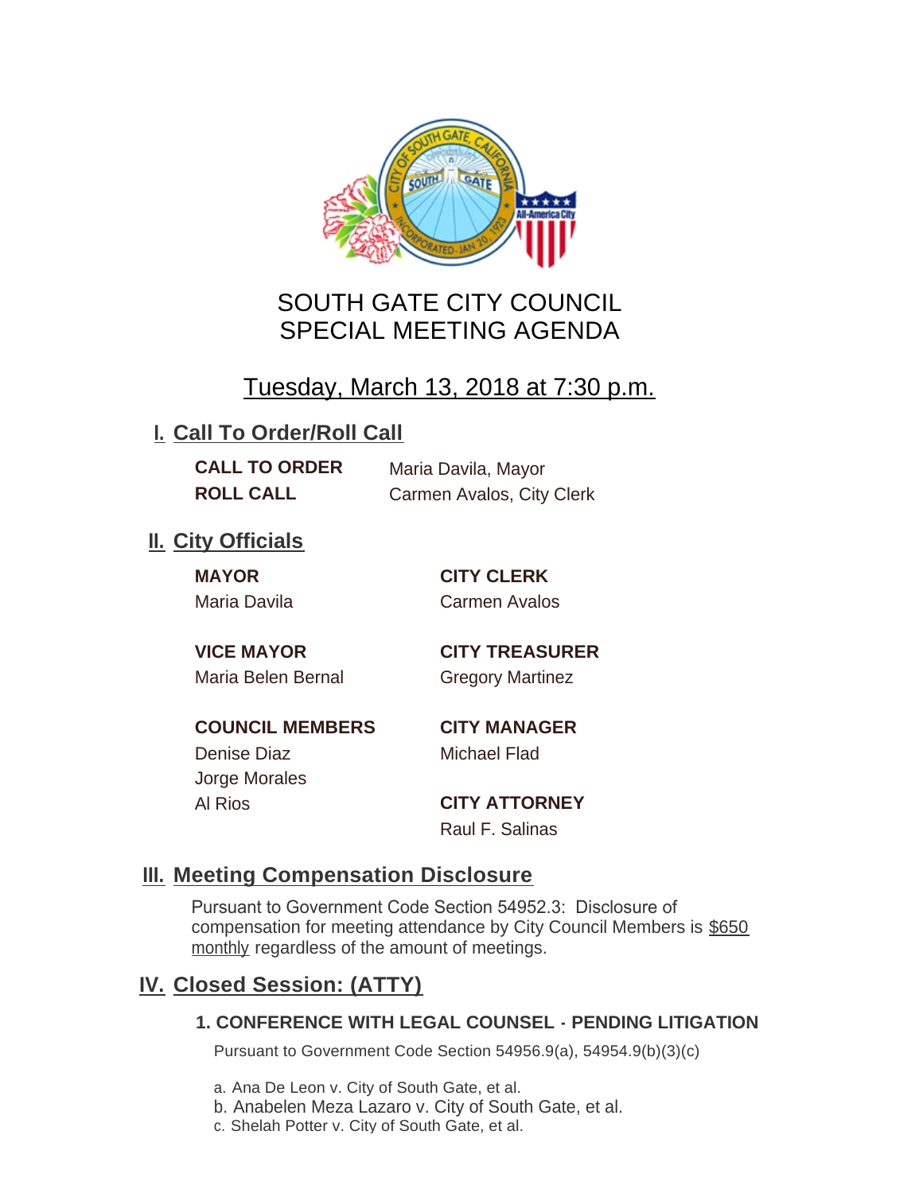# SOUTH GATE CITY COUNCIL
# SPECIAL MEETING AGENDA

## Tuesday, March 13, 2018 at 7:30 p.m.

## I. Call To Order/Roll Call

**CALL TO ORDER** Maria Davila, Mayor

**ROLL CALL** Carmen Avalos, City Clerk

## II. City Officials

**MAYOR**
Maria Davila

**VICE MAYOR**
Maria Belen Bernal

**COUNCIL MEMBERS**
Denise Diaz
Jorge Morales
Al Rios

**CITY CLERK**
Carmen Avalos

**CITY TREASURER**
Gregory Martinez

**CITY MANAGER**
Michael Flad

**CITY ATTORNEY**
Raul F. Salinas

## III. Meeting Compensation Disclosure

Pursuant to Government Code Section 54952.3: Disclosure of compensation for meeting attendance by City Council Members is $650 monthly regardless of the amount of meetings.

## IV. Closed Session: (ATTY)

### 1. CONFERENCE WITH LEGAL COUNSEL - PENDING LITIGATION

Pursuant to Government Code Section 54956.9(a), 54954.9(b)(3)(c)

a. Ana De Leon v. City of South Gate, et al.
b. Anabelen Meza Lazaro v. City of South Gate, et al.
c. Shelah Potter v. City of South Gate, et al.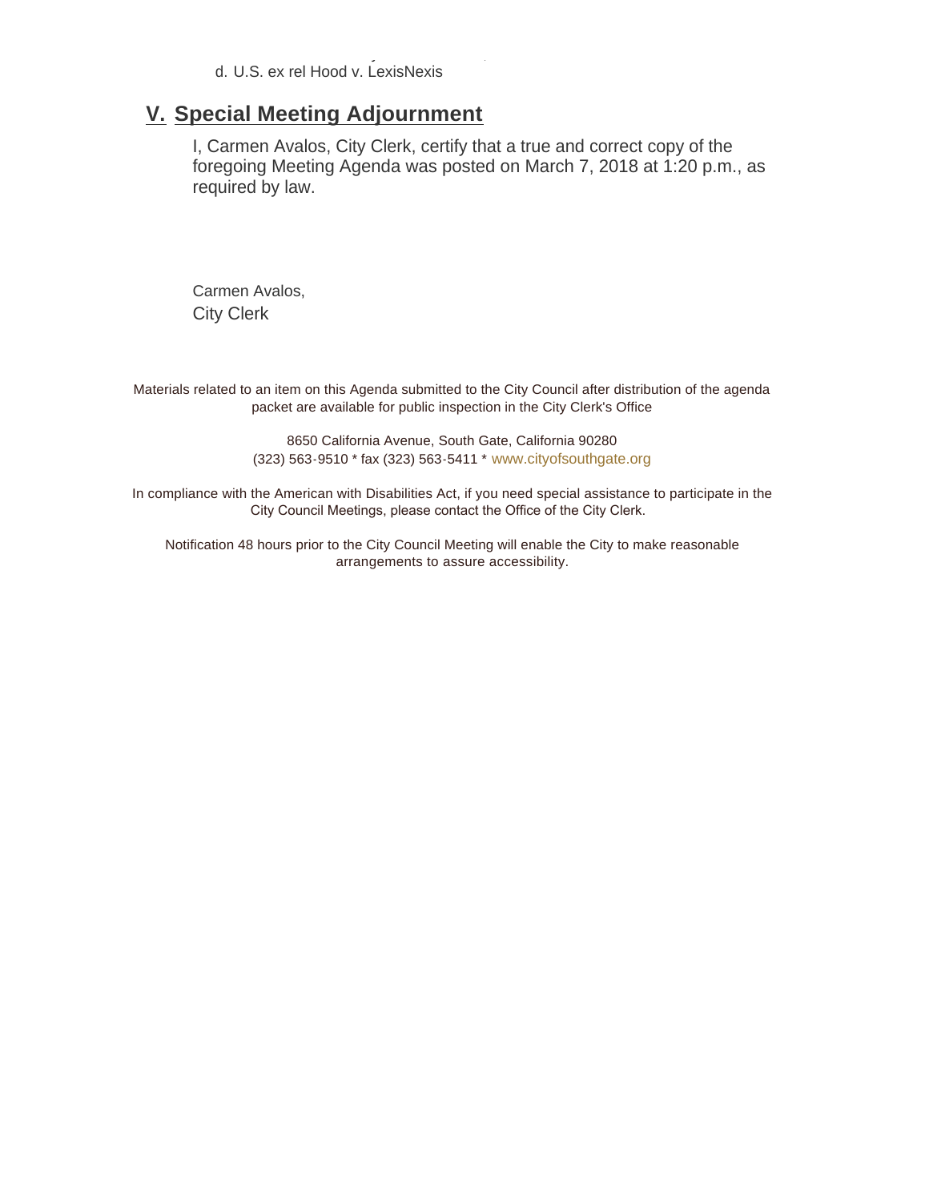d. U.S. ex rel Hood v. LexisNexis

## V. Special Meeting Adjournment

I, Carmen Avalos, City Clerk, certify that a true and correct copy of the foregoing Meeting Agenda was posted on March 7, 2018 at 1:20 p.m., as required by law.

Carmen Avalos,
City Clerk

Materials related to an item on this Agenda submitted to the City Council after distribution of the agenda packet are available for public inspection in the City Clerk's Office

8650 California Avenue, South Gate, California 90280
(323) 563-9510 * fax (323) 563-5411 * www.cityofsouthgate.org

In compliance with the American with Disabilities Act, if you need special assistance to participate in the City Council Meetings, please contact the Office of the City Clerk.

Notification 48 hours prior to the City Council Meeting will enable the City to make reasonable arrangements to assure accessibility.